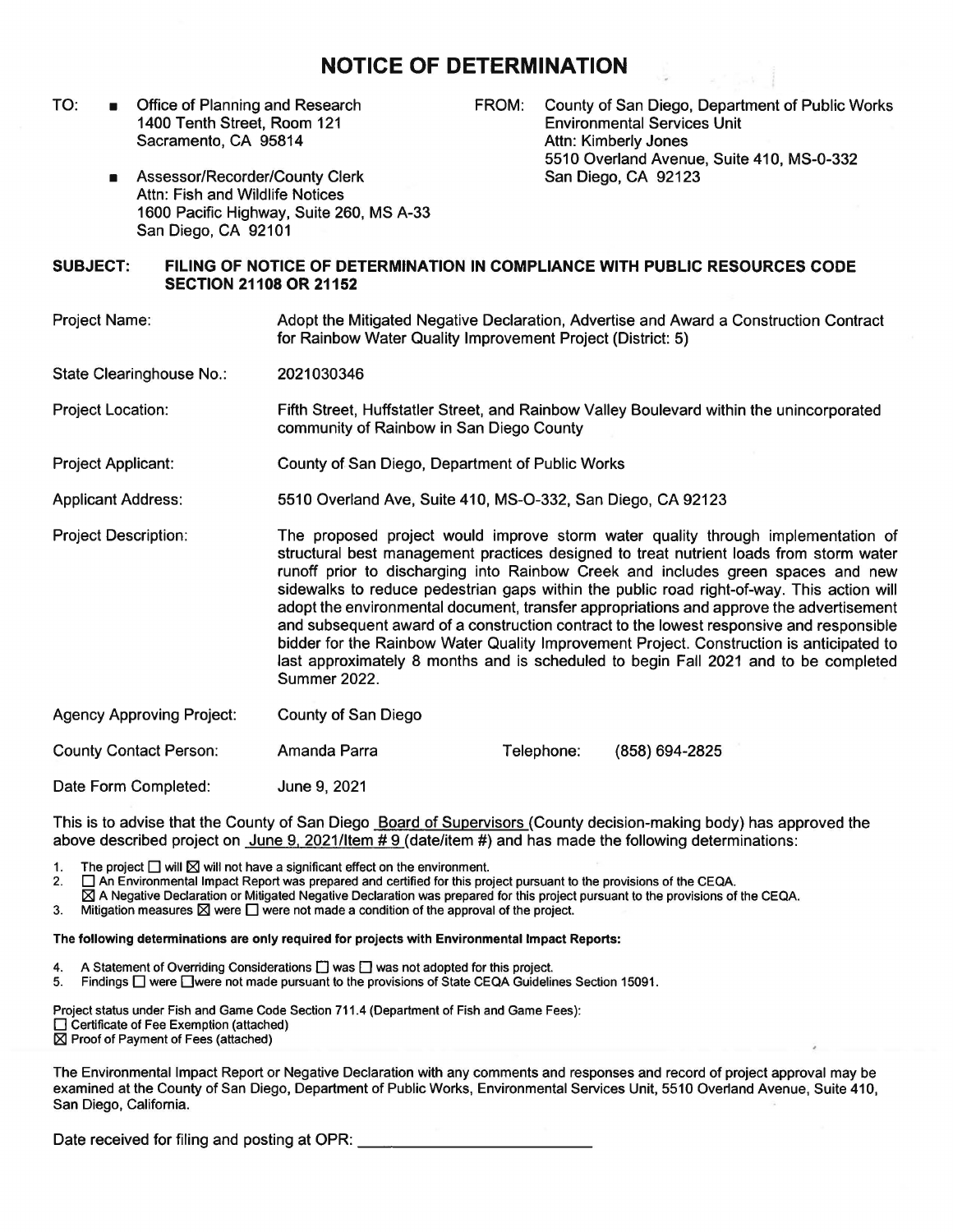# NOTICE OF DETERMINATION

TO:
- Office of Planning and Research
  1400 Tenth Street, Room 121
  Sacramento, CA 95814
- Assessor/Recorder/County Clerk
  Attn: Fish and Wildlife Notices
  1600 Pacific Highway, Suite 260, MS A-33
  San Diego, CA 92101

FROM: County of San Diego, Department of Public Works
Environmental Services Unit
Attn: Kimberly Jones
5510 Overland Avenue, Suite 410, MS-0-332
San Diego, CA 92123

**SUBJECT: FILING OF NOTICE OF DETERMINATION IN COMPLIANCE WITH PUBLIC RESOURCES CODE SECTION 21108 OR 21152**

| | |
|---|---|
| Project Name: | Adopt the Mitigated Negative Declaration, Advertise and Award a Construction Contract for Rainbow Water Quality Improvement Project (District: 5) |
| State Clearinghouse No.: | 2021030346 |
| Project Location: | Fifth Street, Huffstatler Street, and Rainbow Valley Boulevard within the unincorporated community of Rainbow in San Diego County |
| Project Applicant: | County of San Diego, Department of Public Works |
| Applicant Address: | 5510 Overland Ave, Suite 410, MS-O-332, San Diego, CA 92123 |
| Project Description: | The proposed project would improve storm water quality through implementation of structural best management practices designed to treat nutrient loads from storm water runoff prior to discharging into Rainbow Creek and includes green spaces and new sidewalks to reduce pedestrian gaps within the public road right-of-way. This action will adopt the environmental document, transfer appropriations and approve the advertisement and subsequent award of a construction contract to the lowest responsive and responsible bidder for the Rainbow Water Quality Improvement Project. Construction is anticipated to last approximately 8 months and is scheduled to begin Fall 2021 and to be completed Summer 2022. |
| Agency Approving Project: | County of San Diego |
| County Contact Person: | Amanda Parra &nbsp;&nbsp;&nbsp; Telephone: (858) 694-2825 |
| Date Form Completed: | June 9, 2021 |

This is to advise that the County of San Diego Board of Supervisors (County decision-making body) has approved the above described project on June 9, 2021/Item # 9 (date/item #) and has made the following determinations:

1. The project ☐ will ☒ will not have a significant effect on the environment.
2. ☐ An Environmental Impact Report was prepared and certified for this project pursuant to the provisions of the CEQA.
   ☒ A Negative Declaration or Mitigated Negative Declaration was prepared for this project pursuant to the provisions of the CEQA.
3. Mitigation measures ☒ were ☐ were not made a condition of the approval of the project.

**The following determinations are only required for projects with Environmental Impact Reports:**

4. A Statement of Overriding Considerations ☐ was ☐ was not adopted for this project.
5. Findings ☐ were ☐ were not made pursuant to the provisions of State CEQA Guidelines Section 15091.

Project status under Fish and Game Code Section 711.4 (Department of Fish and Game Fees):
☐ Certificate of Fee Exemption (attached)
☒ Proof of Payment of Fees (attached)

The Environmental Impact Report or Negative Declaration with any comments and responses and record of project approval may be examined at the County of San Diego, Department of Public Works, Environmental Services Unit, 5510 Overland Avenue, Suite 410, San Diego, California.

Date received for filing and posting at OPR: ________________________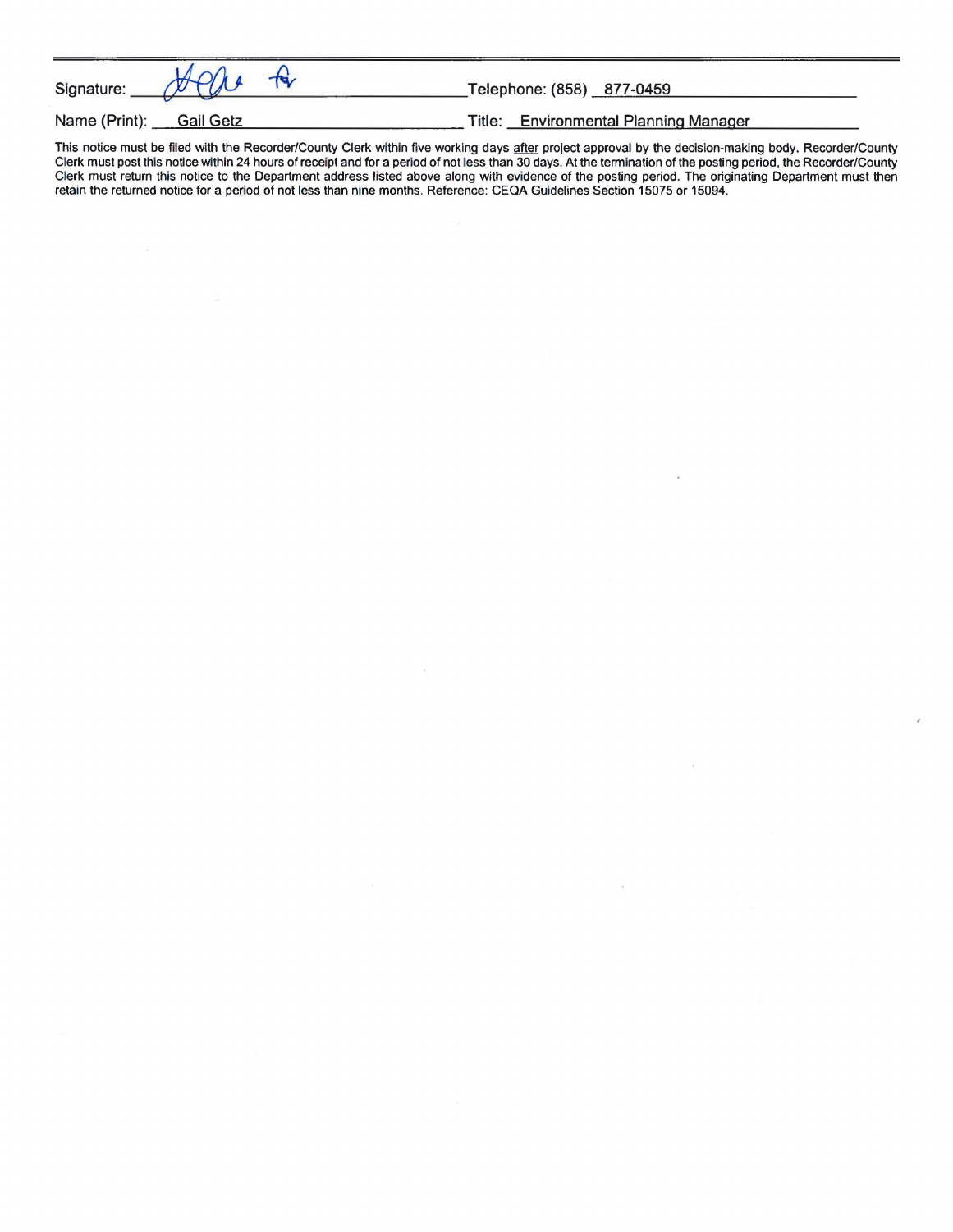Signature: ____________________ Telephone: (858) 877-0459

Name (Print): Gail Getz Title: Environmental Planning Manager

This notice must be filed with the Recorder/County Clerk within five working days after project approval by the decision-making body. Recorder/County Clerk must post this notice within 24 hours of receipt and for a period of not less than 30 days. At the termination of the posting period, the Recorder/County Clerk must return this notice to the Department address listed above along with evidence of the posting period. The originating Department must then retain the returned notice for a period of not less than nine months. Reference: CEQA Guidelines Section 15075 or 15094.